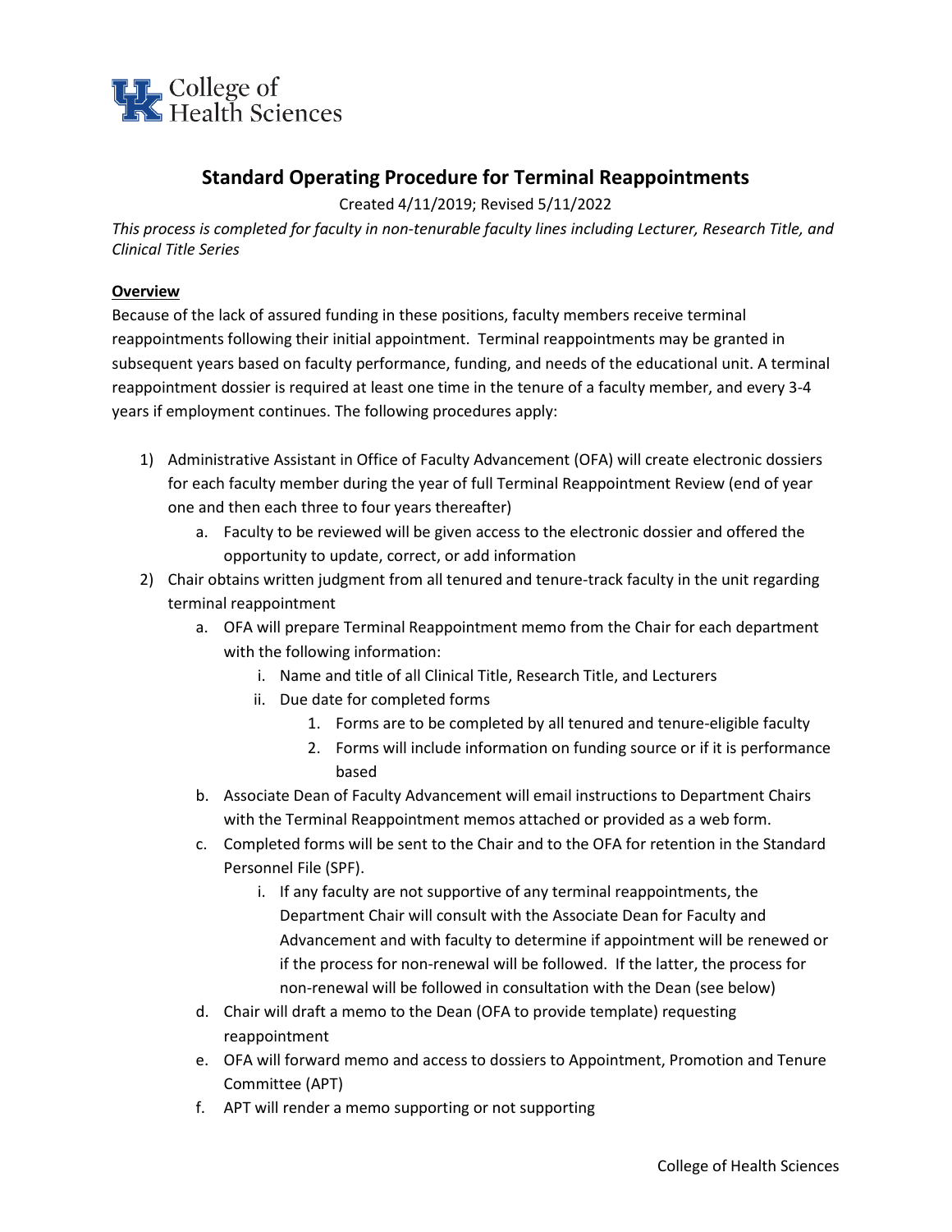College of Health Sciences

# Standard Operating Procedure for Terminal Reappointments

Created 4/11/2019; Revised 5/11/2022

*This process is completed for faculty in non-tenurable faculty lines including Lecturer, Research Title, and Clinical Title Series*

## Overview

Because of the lack of assured funding in these positions, faculty members receive terminal reappointments following their initial appointment. Terminal reappointments may be granted in subsequent years based on faculty performance, funding, and needs of the educational unit. A terminal reappointment dossier is required at least one time in the tenure of a faculty member, and every 3-4 years if employment continues. The following procedures apply:

1) Administrative Assistant in Office of Faculty Advancement (OFA) will create electronic dossiers for each faculty member during the year of full Terminal Reappointment Review (end of year one and then each three to four years thereafter)
   a. Faculty to be reviewed will be given access to the electronic dossier and offered the opportunity to update, correct, or add information
2) Chair obtains written judgment from all tenured and tenure-track faculty in the unit regarding terminal reappointment
   a. OFA will prepare Terminal Reappointment memo from the Chair for each department with the following information:
      i. Name and title of all Clinical Title, Research Title, and Lecturers
      ii. Due date for completed forms
         1. Forms are to be completed by all tenured and tenure-eligible faculty
         2. Forms will include information on funding source or if it is performance based
   b. Associate Dean of Faculty Advancement will email instructions to Department Chairs with the Terminal Reappointment memos attached or provided as a web form.
   c. Completed forms will be sent to the Chair and to the OFA for retention in the Standard Personnel File (SPF).
      i. If any faculty are not supportive of any terminal reappointments, the Department Chair will consult with the Associate Dean for Faculty and Advancement and with faculty to determine if appointment will be renewed or if the process for non-renewal will be followed. If the latter, the process for non-renewal will be followed in consultation with the Dean (see below)
   d. Chair will draft a memo to the Dean (OFA to provide template) requesting reappointment
   e. OFA will forward memo and access to dossiers to Appointment, Promotion and Tenure Committee (APT)
   f. APT will render a memo supporting or not supporting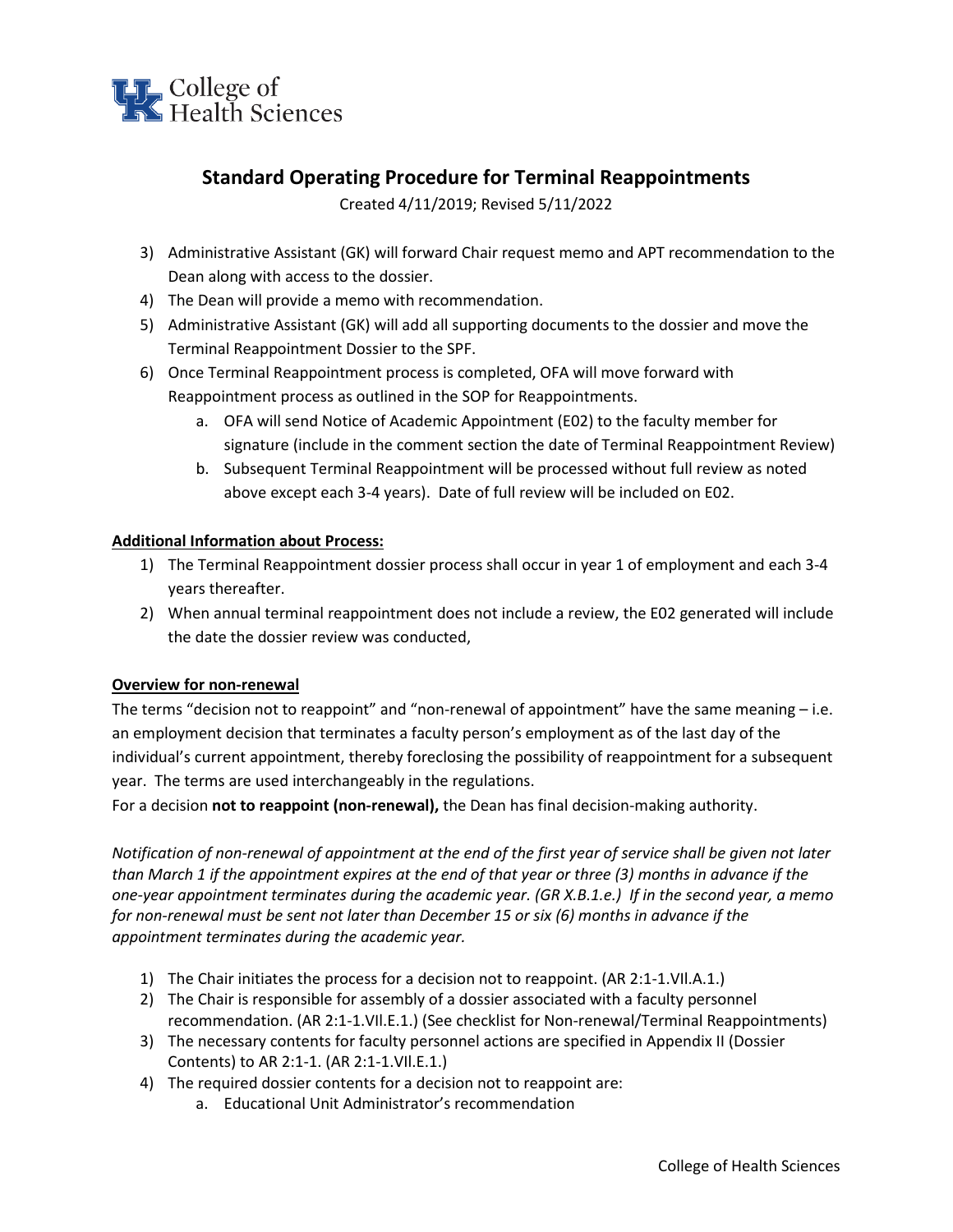## Standard Operating Procedure for Terminal Reappointments

Created 4/11/2019; Revised 5/11/2022

3) Administrative Assistant (GK) will forward Chair request memo and APT recommendation to the Dean along with access to the dossier.
4) The Dean will provide a memo with recommendation.
5) Administrative Assistant (GK) will add all supporting documents to the dossier and move the Terminal Reappointment Dossier to the SPF.
6) Once Terminal Reappointment process is completed, OFA will move forward with Reappointment process as outlined in the SOP for Reappointments.
   a. OFA will send Notice of Academic Appointment (E02) to the faculty member for signature (include in the comment section the date of Terminal Reappointment Review)
   b. Subsequent Terminal Reappointment will be processed without full review as noted above except each 3-4 years). Date of full review will be included on E02.

**Additional Information about Process:**

1) The Terminal Reappointment dossier process shall occur in year 1 of employment and each 3-4 years thereafter.
2) When annual terminal reappointment does not include a review, the E02 generated will include the date the dossier review was conducted,

**Overview for non-renewal**

The terms "decision not to reappoint" and "non-renewal of appointment" have the same meaning – i.e. an employment decision that terminates a faculty person's employment as of the last day of the individual's current appointment, thereby foreclosing the possibility of reappointment for a subsequent year. The terms are used interchangeably in the regulations.

For a decision **not to reappoint (non-renewal),** the Dean has final decision-making authority.

*Notification of non-renewal of appointment at the end of the first year of service shall be given not later than March 1 if the appointment expires at the end of that year or three (3) months in advance if the one-year appointment terminates during the academic year. (GR X.B.1.e.) If in the second year, a memo for non-renewal must be sent not later than December 15 or six (6) months in advance if the appointment terminates during the academic year.*

1) The Chair initiates the process for a decision not to reappoint. (AR 2:1-1.VII.A.1.)
2) The Chair is responsible for assembly of a dossier associated with a faculty personnel recommendation. (AR 2:1-1.VII.E.1.) (See checklist for Non-renewal/Terminal Reappointments)
3) The necessary contents for faculty personnel actions are specified in Appendix II (Dossier Contents) to AR 2:1-1. (AR 2:1-1.VII.E.1.)
4) The required dossier contents for a decision not to reappoint are:
   a. Educational Unit Administrator's recommendation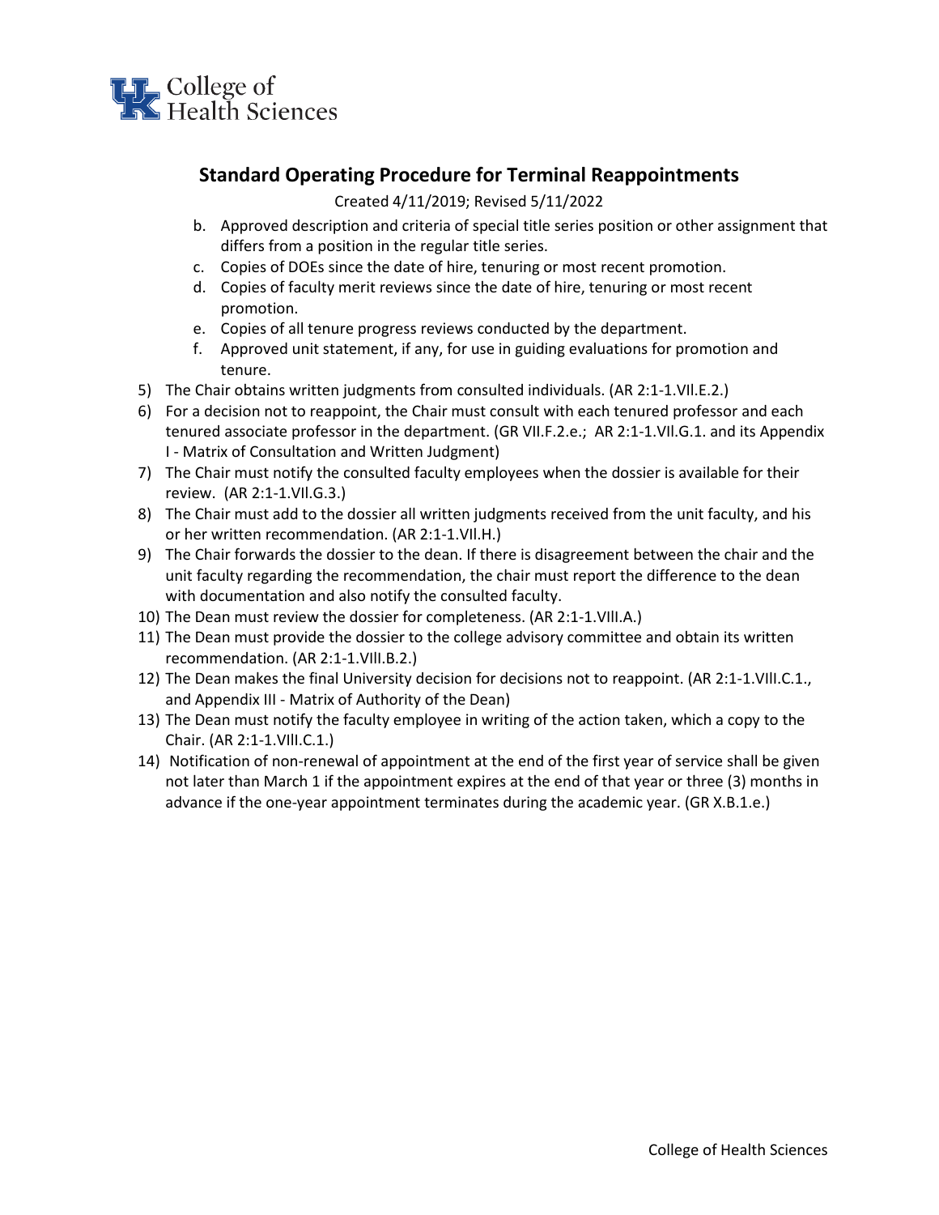## Standard Operating Procedure for Terminal Reappointments

Created 4/11/2019; Revised 5/11/2022

   b. Approved description and criteria of special title series position or other assignment that differs from a position in the regular title series.
   c. Copies of DOEs since the date of hire, tenuring or most recent promotion.
   d. Copies of faculty merit reviews since the date of hire, tenuring or most recent promotion.
   e. Copies of all tenure progress reviews conducted by the department.
   f. Approved unit statement, if any, for use in guiding evaluations for promotion and tenure.

5) The Chair obtains written judgments from consulted individuals. (AR 2:1-1.VII.E.2.)
6) For a decision not to reappoint, the Chair must consult with each tenured professor and each tenured associate professor in the department. (GR VII.F.2.e.; AR 2:1-1.VII.G.1. and its Appendix I - Matrix of Consultation and Written Judgment)
7) The Chair must notify the consulted faculty employees when the dossier is available for their review. (AR 2:1-1.VII.G.3.)
8) The Chair must add to the dossier all written judgments received from the unit faculty, and his or her written recommendation. (AR 2:1-1.VII.H.)
9) The Chair forwards the dossier to the dean. If there is disagreement between the chair and the unit faculty regarding the recommendation, the chair must report the difference to the dean with documentation and also notify the consulted faculty.
10) The Dean must review the dossier for completeness. (AR 2:1-1.VIII.A.)
11) The Dean must provide the dossier to the college advisory committee and obtain its written recommendation. (AR 2:1-1.VIII.B.2.)
12) The Dean makes the final University decision for decisions not to reappoint. (AR 2:1-1.VIII.C.1., and Appendix III - Matrix of Authority of the Dean)
13) The Dean must notify the faculty employee in writing of the action taken, which a copy to the Chair. (AR 2:1-1.VIII.C.1.)
14) Notification of non-renewal of appointment at the end of the first year of service shall be given not later than March 1 if the appointment expires at the end of that year or three (3) months in advance if the one-year appointment terminates during the academic year. (GR X.B.1.e.)